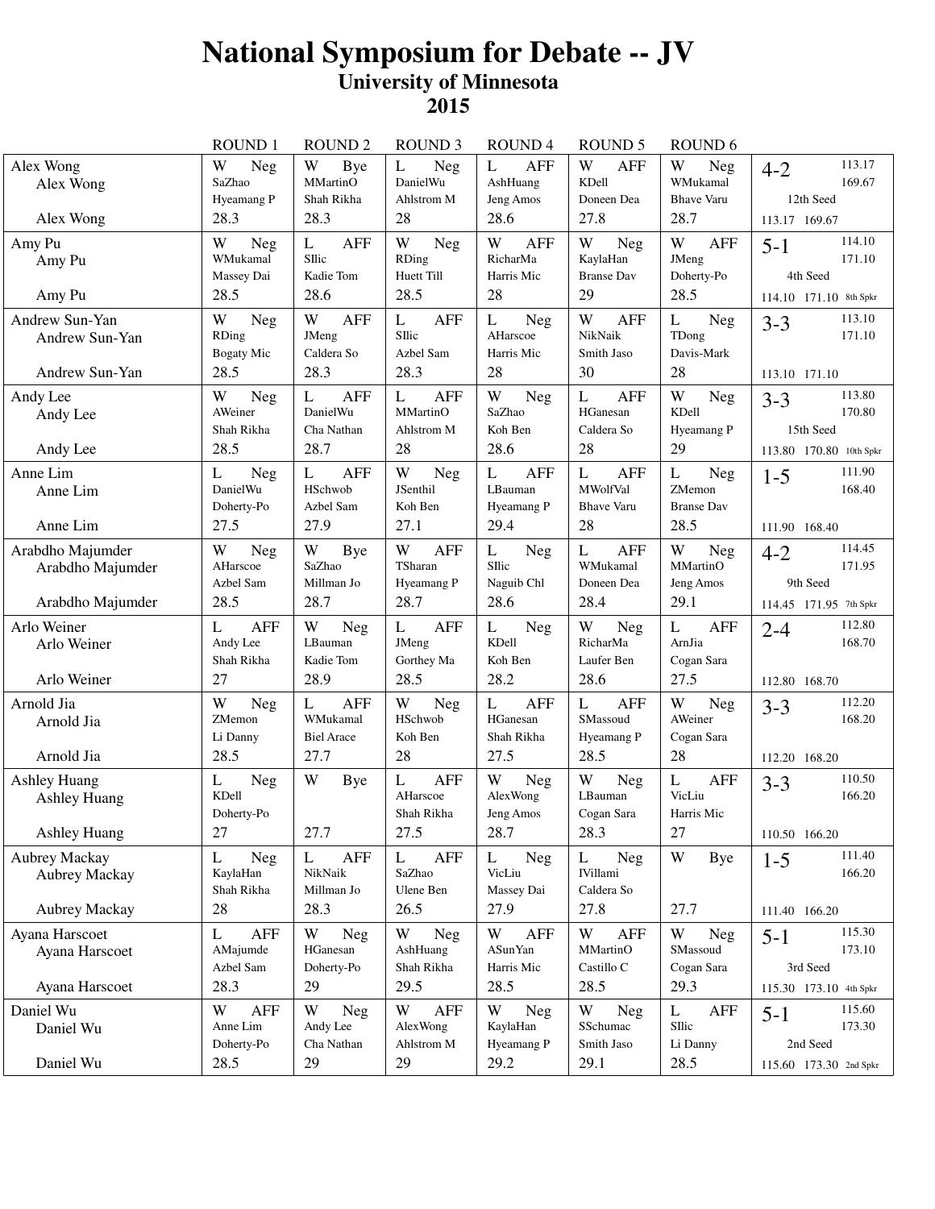# National Symposium for Debate -- JV

## University of Minnesota

## 2015

| | ROUND 1 | ROUND 2 | ROUND 3 | ROUND 4 | ROUND 5 | ROUND 6 | |
|---|---|---|---|---|---|---|---|
| Alex Wong<br>Alex Wong<br><br>Alex Wong | W Neg<br>SaZhao<br>Hyeamang P<br>28.3 | W Bye<br>MMartinO<br>Shah Rikha<br>28.3 | L Neg<br>DanielWu<br>Ahlstrom M<br>28 | L AFF<br>AshHuang<br>Jeng Amos<br>28.6 | W AFF<br>KDell<br>Doneen Dea<br>27.8 | W Neg<br>WMukamal<br>Bhave Varu<br>28.7 | 4-2 113.17 169.67<br>12th Seed<br>113.17 169.67 |
| Amy Pu<br>Amy Pu<br><br>Amy Pu | W Neg<br>WMukamal<br>Massey Dai<br>28.5 | L AFF<br>SIlic<br>Kadie Tom<br>28.6 | W Neg<br>RDing<br>Huett Till<br>28.5 | W AFF<br>RicharMa<br>Harris Mic<br>28 | W Neg<br>KaylaHan<br>Branse Dav<br>29 | W AFF<br>JMeng<br>Doherty-Po<br>28.5 | 5-1 114.10 171.10<br>4th Seed<br>114.10 171.10 8th Spkr |
| Andrew Sun-Yan<br>Andrew Sun-Yan<br><br>Andrew Sun-Yan | W Neg<br>RDing<br>Bogaty Mic<br>28.5 | W AFF<br>JMeng<br>Caldera So<br>28.3 | L AFF<br>SIlic<br>Azbel Sam<br>28.3 | L Neg<br>AHarscoe<br>Harris Mic<br>28 | W AFF<br>NikNaik<br>Smith Jaso<br>30 | L Neg<br>TDong<br>Davis-Mark<br>28 | 3-3 113.10 171.10<br><br>113.10 171.10 |
| Andy Lee<br>Andy Lee<br><br>Andy Lee | W Neg<br>AWeiner<br>Shah Rikha<br>28.5 | L AFF<br>DanielWu<br>Cha Nathan<br>28.7 | L AFF<br>MMartinO<br>Ahlstrom M<br>28 | W Neg<br>SaZhao<br>Koh Ben<br>28.6 | L AFF<br>HGanesan<br>Caldera So<br>28 | W Neg<br>KDell<br>Hyeamang P<br>29 | 3-3 113.80 170.80<br>15th Seed<br>113.80 170.80 10th Spkr |
| Anne Lim<br>Anne Lim<br><br>Anne Lim | L Neg<br>DanielWu<br>Doherty-Po<br>27.5 | L AFF<br>HSchwob<br>Azbel Sam<br>27.9 | W Neg<br>JSenthil<br>Koh Ben<br>27.1 | L AFF<br>LBauman<br>Hyeamang P<br>29.4 | L AFF<br>MWolfVal<br>Bhave Varu<br>28 | L Neg<br>ZMemon<br>Branse Dav<br>28.5 | 1-5 111.90 168.40<br><br>111.90 168.40 |
| Arabdho Majumder<br>Arabdho Majumder<br><br>Arabdho Majumder | W Neg<br>AHarscoe<br>Azbel Sam<br>28.5 | W Bye<br>SaZhao<br>Millman Jo<br>28.7 | W AFF<br>TSharan<br>Hyeamang P<br>28.7 | L Neg<br>SIlic<br>Naguib Chl<br>28.6 | L AFF<br>WMukamal<br>Doneen Dea<br>28.4 | W Neg<br>MMartinO<br>Jeng Amos<br>29.1 | 4-2 114.45 171.95<br>9th Seed<br>114.45 171.95 7th Spkr |
| Arlo Weiner<br>Arlo Weiner<br><br>Arlo Weiner | L AFF<br>Andy Lee<br>Shah Rikha<br>27 | W Neg<br>LBauman<br>Kadie Tom<br>28.9 | L AFF<br>JMeng<br>Gorthey Ma<br>28.5 | L Neg<br>KDell<br>Koh Ben<br>28.2 | W AFF<br>RicharMa<br>Laufer Ben<br>28.6 | L AFF<br>ArnJia<br>Cogan Sara<br>27.5 | 2-4 112.80 168.70<br><br>112.80 168.70 |
| Arnold Jia<br>Arnold Jia<br><br>Arnold Jia | W Neg<br>ZMemon<br>Li Danny<br>28.5 | L AFF<br>WMukamal<br>Biel Arace<br>27.7 | W Neg<br>HSchwob<br>Koh Ben<br>28 | L AFF<br>HGanesan<br>Shah Rikha<br>27.5 | L AFF<br>SMassoud<br>Hyeamang P<br>28.5 | W Neg<br>AWeiner<br>Cogan Sara<br>28 | 3-3 112.20 168.20<br><br>112.20 168.20 |
| Ashley Huang<br>Ashley Huang<br><br>Ashley Huang | L Neg<br>KDell<br>Doherty-Po<br>27 | W Bye<br><br><br>27.7 | L AFF<br>AHarscoe<br>Shah Rikha<br>27.5 | W Neg<br>AlexWong<br>Jeng Amos<br>28.7 | W Neg<br>LBauman<br>Cogan Sara<br>28.3 | L AFF<br>VicLiu<br>Harris Mic<br>27 | 3-3 110.50 166.20<br><br>110.50 166.20 |
| Aubrey Mackay<br>Aubrey Mackay<br><br>Aubrey Mackay | L Neg<br>KaylaHan<br>Shah Rikha<br>28 | L AFF<br>NikNaik<br>Millman Jo<br>28.3 | L AFF<br>SaZhao<br>Ulene Ben<br>26.5 | L Neg<br>VicLiu<br>Massey Dai<br>27.9 | L Neg<br>IVillami<br>Caldera So<br>27.8 | W Bye<br><br><br>27.7 | 1-5 111.40 166.20<br><br>111.40 166.20 |
| Ayana Harscoet<br>Ayana Harscoet<br><br>Ayana Harscoet | L AFF<br>AMajumde<br>Azbel Sam<br>28.3 | W Neg<br>HGanesan<br>Doherty-Po<br>29 | W Neg<br>AshHuang<br>Shah Rikha<br>29.5 | W AFF<br>ASunYan<br>Harris Mic<br>28.5 | W AFF<br>MMartinO<br>Castillo C<br>28.5 | W Neg<br>SMassoud<br>Cogan Sara<br>29.3 | 5-1 115.30 173.10<br>3rd Seed<br>115.30 173.10 4th Spkr |
| Daniel Wu<br>Daniel Wu<br><br>Daniel Wu | W AFF<br>Anne Lim<br>Doherty-Po<br>28.5 | W Neg<br>Andy Lee<br>Cha Nathan<br>29 | W AFF<br>AlexWong<br>Ahlstrom M<br>29 | W Neg<br>KaylaHan<br>Hyeamang P<br>29.2 | W Neg<br>SSchumac<br>Smith Jaso<br>29.1 | L AFF<br>SIlic<br>Li Danny<br>28.5 | 5-1 115.60 173.30<br>2nd Seed<br>115.60 173.30 2nd Spkr |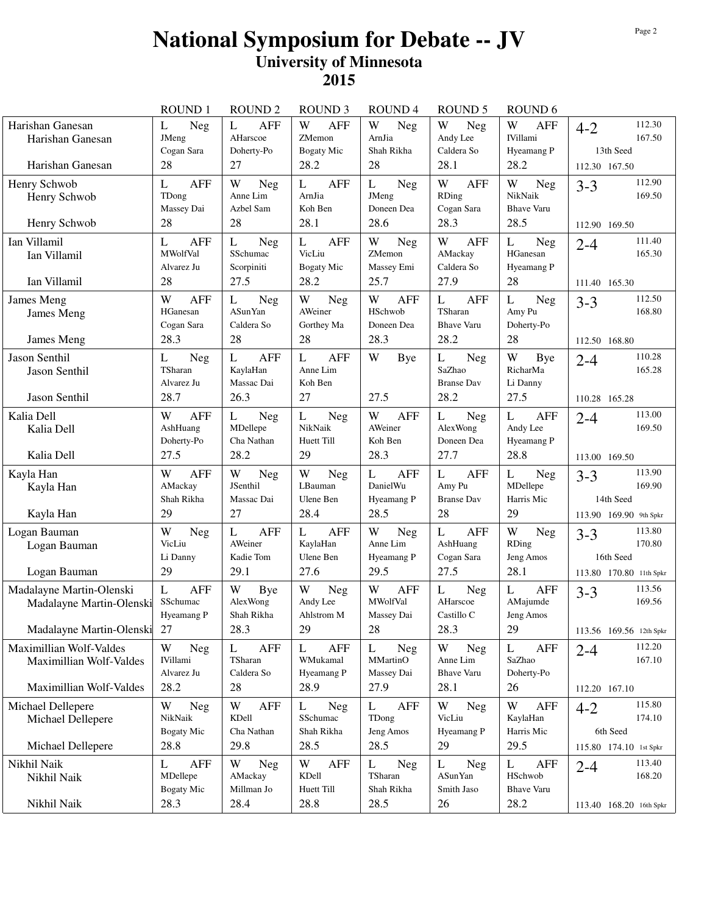# National Symposium for Debate -- JV

## University of Minnesota

## 2015

| Name | ROUND 1 | ROUND 2 | ROUND 3 | ROUND 4 | ROUND 5 | ROUND 6 | Record |
|---|---|---|---|---|---|---|---|
| Harishan Ganesan<br>Harishan Ganesan<br><br>Harishan Ganesan | L Neg<br>JMeng<br>Cogan Sara<br>28 | L AFF<br>AHarscoe<br>Doherty-Po<br>27 | W AFF<br>ZMemon<br>Bogaty Mic<br>28.2 | W Neg<br>ArnJia<br>Shah Rikha<br>28 | W Neg<br>Andy Lee<br>Caldera So<br>28.1 | W AFF<br>IVillami<br>Hyeamang P<br>28.2 | 4-2 112.30 167.50<br>13th Seed<br>112.30 167.50 |
| Henry Schwob<br>Henry Schwob<br><br>Henry Schwob | L AFF<br>TDong<br>Massey Dai<br>28 | W Neg<br>Anne Lim<br>Azbel Sam<br>28 | L AFF<br>ArnJia<br>Koh Ben<br>28.1 | L Neg<br>JMeng<br>Doneen Dea<br>28.6 | W AFF<br>RDing<br>Cogan Sara<br>28.3 | W Neg<br>NikNaik<br>Bhave Varu<br>28.5 | 3-3 112.90 169.50<br><br>112.90 169.50 |
| Ian Villamil<br>Ian Villamil<br><br>Ian Villamil | L AFF<br>MWolfVal<br>Alvarez Ju<br>28 | L Neg<br>SSchumac<br>Scorpiniti<br>27.5 | L AFF<br>VicLiu<br>Bogaty Mic<br>28.2 | W Neg<br>ZMemon<br>Massey Emi<br>25.7 | W AFF<br>AMackay<br>Caldera So<br>27.9 | L Neg<br>HGanesan<br>Hyeamang P<br>28 | 2-4 111.40 165.30<br><br>111.40 165.30 |
| James Meng<br>James Meng<br><br>James Meng | W AFF<br>HGanesan<br>Cogan Sara<br>28.3 | L Neg<br>ASunYan<br>Caldera So<br>28 | W Neg<br>AWeiner<br>Gorthey Ma<br>28 | W AFF<br>HSchwob<br>Doneen Dea<br>28.3 | L AFF<br>TSharan<br>Bhave Varu<br>28.2 | L Neg<br>Amy Pu<br>Doherty-Po<br>28 | 3-3 112.50 168.80<br><br>112.50 168.80 |
| Jason Senthil<br>Jason Senthil<br><br>Jason Senthil | L Neg<br>TSharan<br>Alvarez Ju<br>28.7 | L AFF<br>KaylaHan<br>Massac Dai<br>26.3 | L AFF<br>Anne Lim<br>Koh Ben<br>27 | W Bye<br><br><br>27.5 | L Neg<br>SaZhao<br>Branse Dav<br>28.2 | W Bye<br>RicharMa<br>Li Danny<br>27.5 | 2-4 110.28 165.28<br><br>110.28 165.28 |
| Kalia Dell<br>Kalia Dell<br><br>Kalia Dell | W AFF<br>AshHuang<br>Doherty-Po<br>27.5 | L Neg<br>MDellepe<br>Cha Nathan<br>28.2 | L Neg<br>NikNaik<br>Huett Till<br>29 | W AFF<br>AWeiner<br>Koh Ben<br>28.3 | L Neg<br>AlexWong<br>Doneen Dea<br>27.7 | L AFF<br>Andy Lee<br>Hyeamang P<br>28.8 | 2-4 113.00 169.50<br><br>113.00 169.50 |
| Kayla Han<br>Kayla Han<br><br>Kayla Han | W AFF<br>AMackay<br>Shah Rikha<br>29 | W Neg<br>JSenthil<br>Massac Dai<br>27 | W Neg<br>LBauman<br>Ulene Ben<br>28.4 | L AFF<br>DanielWu<br>Hyeamang P<br>28.5 | L AFF<br>Amy Pu<br>Branse Dav<br>28 | L Neg<br>MDellepe<br>Harris Mic<br>29 | 3-3 113.90 169.90<br>14th Seed<br>113.90 169.90 9th Spkr |
| Logan Bauman<br>Logan Bauman<br><br>Logan Bauman | W Neg<br>VicLiu<br>Li Danny<br>29 | L AFF<br>AWeiner<br>Kadie Tom<br>29.1 | L AFF<br>KaylaHan<br>Ulene Ben<br>27.6 | W Neg<br>Anne Lim<br>Hyeamang P<br>29.5 | L AFF<br>AshHuang<br>Cogan Sara<br>27.5 | W Neg<br>RDing<br>Jeng Amos<br>28.1 | 3-3 113.80 170.80<br>16th Seed<br>113.80 170.80 11th Spkr |
| Madalayne Martin-Olenski<br>Madalayne Martin-Olenski<br><br>Madalayne Martin-Olenski | L AFF<br>SSchumac<br>Hyeamang P<br>27 | W Bye<br>AlexWong<br>Shah Rikha<br>28.3 | W Neg<br>Andy Lee<br>Ahlstrom M<br>29 | W AFF<br>MWolfVal<br>Massey Dai<br>28 | L Neg<br>AHarscoe<br>Castillo C<br>28.3 | L AFF<br>AMajumde<br>Jeng Amos<br>29 | 3-3 113.56 169.56<br><br>113.56 169.56 12th Spkr |
| Maximillian Wolf-Valdes<br>Maximillian Wolf-Valdes<br><br>Maximillian Wolf-Valdes | W Neg<br>IVillami<br>Alvarez Ju<br>28.2 | L AFF<br>TSharan<br>Caldera So<br>28 | L AFF<br>WMukamal<br>Hyeamang P<br>28.9 | L Neg<br>MMartinO<br>Massey Dai<br>27.9 | W Neg<br>Anne Lim<br>Bhave Varu<br>28.1 | L AFF<br>SaZhao<br>Doherty-Po<br>26 | 2-4 112.20 167.10<br><br>112.20 167.10 |
| Michael Dellepere<br>Michael Dellepere<br><br>Michael Dellepere | W Neg<br>NikNaik<br>Bogaty Mic<br>28.8 | W AFF<br>KDell<br>Cha Nathan<br>29.8 | L Neg<br>SSchumac<br>Shah Rikha<br>28.5 | L AFF<br>TDong<br>Jeng Amos<br>28.5 | W Neg<br>VicLiu<br>Hyeamang P<br>29 | W AFF<br>KaylaHan<br>Harris Mic<br>29.5 | 4-2 115.80 174.10<br>6th Seed<br>115.80 174.10 1st Spkr |
| Nikhil Naik<br>Nikhil Naik<br><br>Nikhil Naik | L AFF<br>MDellepe<br>Bogaty Mic<br>28.3 | W Neg<br>AMackay<br>Millman Jo<br>28.4 | W AFF<br>KDell<br>Huett Till<br>28.8 | L Neg<br>TSharan<br>Shah Rikha<br>28.5 | L Neg<br>ASunYan<br>Smith Jaso<br>26 | L AFF<br>HSchwob<br>Bhave Varu<br>28.2 | 2-4 113.40 168.20<br><br>113.40 168.20 16th Spkr |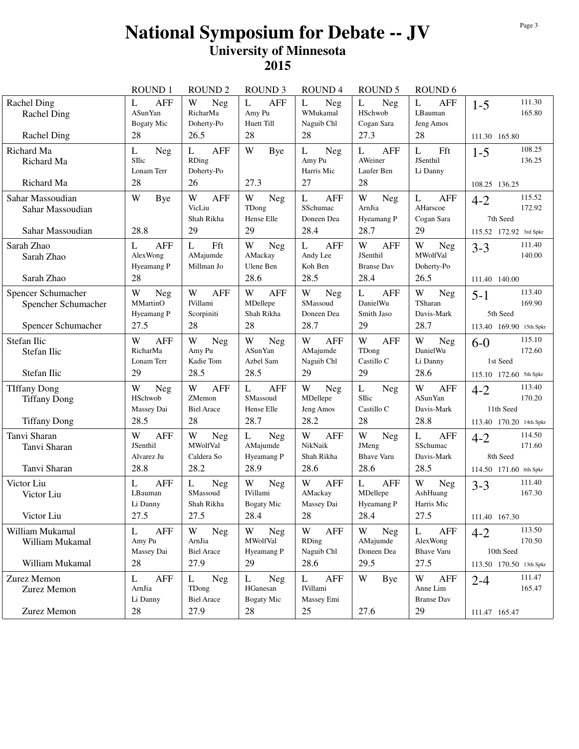# National Symposium for Debate -- JV

## University of Minnesota

## 2015

| | ROUND 1 | ROUND 2 | ROUND 3 | ROUND 4 | ROUND 5 | ROUND 6 | |
|---|---|---|---|---|---|---|---|
| Rachel Ding<br>Rachel Ding<br>Rachel Ding | L AFF<br>ASunYan<br>Bogaty Mic<br>28 | W Neg<br>RicharMa<br>Doherty-Po<br>26.5 | L AFF<br>Amy Pu<br>Huett Till<br>28 | L Neg<br>WMukamal<br>Naguib Chl<br>28 | L Neg<br>HSchwob<br>Cogan Sara<br>27.3 | L AFF<br>LBauman<br>Jeng Amos<br>28 | 1-5 111.30 165.80<br>111.30 165.80 |
| Richard Ma<br>Richard Ma<br>Richard Ma | L Neg<br>SIlic<br>Lonam Terr<br>28 | L AFF<br>RDing<br>Doherty-Po<br>26 | W Bye<br><br><br>27.3 | L Neg<br>Amy Pu<br>Harris Mic<br>27 | L AFF<br>AWeiner<br>Laufer Ben<br>28 | L Fft<br>JSenthil<br>Li Danny | 1-5 108.25 136.25<br>108.25 136.25 |
| Sahar Massoudian<br>Sahar Massoudian<br>Sahar Massoudian | W Bye<br><br><br>28.8 | W AFF<br>VicLiu<br>Shah Rikha<br>29 | W Neg<br>TDong<br>Hense Elle<br>29 | L AFF<br>SSchumac<br>Doneen Dea<br>28.4 | W Neg<br>ArnJia<br>Hyeamang P<br>28.7 | L AFF<br>AHarscoe<br>Cogan Sara<br>29 | 4-2 115.52 172.92<br>7th Seed<br>115.52 172.92 3rd Spkr |
| Sarah Zhao<br>Sarah Zhao<br>Sarah Zhao | L AFF<br>AlexWong<br>Hyeamang P<br>28 | L Fft<br>AMajumde<br>Millman Jo | W Neg<br>AMackay<br>Ulene Ben<br>28.6 | L AFF<br>Andy Lee<br>Koh Ben<br>28.5 | W AFF<br>JSenthil<br>Branse Dav<br>28.4 | W Neg<br>MWolfVal<br>Doherty-Po<br>26.5 | 3-3 111.40 140.00<br>111.40 140.00 |
| Spencer Schumacher<br>Spencher Schumacher<br>Spencer Schumacher | W Neg<br>MMartinO<br>Hyeamang P<br>27.5 | W AFF<br>IVillami<br>Scorpiniti<br>28 | W AFF<br>MDellepe<br>Shah Rikha<br>28 | W Neg<br>SMassoud<br>Doneen Dea<br>28.7 | L AFF<br>DanielWu<br>Smith Jaso<br>29 | W Neg<br>TSharan<br>Davis-Mark<br>28.7 | 5-1 113.40 169.90<br>5th Seed<br>113.40 169.90 15th Spkr |
| Stefan Ilic<br>Stefan Ilic<br>Stefan Ilic | W AFF<br>RicharMa<br>Lonam Terr<br>29 | W Neg<br>Amy Pu<br>Kadie Tom<br>28.5 | W Neg<br>ASunYan<br>Azbel Sam<br>28.5 | W AFF<br>AMajumde<br>Naguib Chl<br>29 | W AFF<br>TDong<br>Castillo C<br>29 | W Neg<br>DanielWu<br>Li Danny<br>28.6 | 6-0 115.10 172.60<br>1st Seed<br>115.10 172.60 5th Spkr |
| TIffany Dong<br>Tiffany Dong<br>Tiffany Dong | W Neg<br>HSchwob<br>Massey Dai<br>28.5 | W AFF<br>ZMemon<br>Biel Arace<br>28 | L AFF<br>SMassoud<br>Hense Elle<br>28.7 | W Neg<br>MDellepe<br>Jeng Amos<br>28.2 | L Neg<br>SIlic<br>Castillo C<br>28 | W AFF<br>ASunYan<br>Davis-Mark<br>28.8 | 4-2 113.40 170.20<br>11th Seed<br>113.40 170.20 14th Spkr |
| Tanvi Sharan<br>Tanvi Sharan<br>Tanvi Sharan | W AFF<br>JSenthil<br>Alvarez Ju<br>28.8 | W Neg<br>MWolfVal<br>Caldera So<br>28.2 | L Neg<br>AMajumde<br>Hyeamang P<br>28.9 | W AFF<br>NikNaik<br>Shah Rikha<br>28.6 | W Neg<br>JMeng<br>Bhave Varu<br>28.6 | L AFF<br>SSchumac<br>Davis-Mark<br>28.5 | 4-2 114.50 171.60<br>8th Seed<br>114.50 171.60 6th Spkr |
| Victor Liu<br>Victor Liu<br>Victor Liu | L AFF<br>LBauman<br>Li Danny<br>27.5 | L Neg<br>SMassoud<br>Shah Rikha<br>27.5 | W Neg<br>IVillami<br>Bogaty Mic<br>28.4 | W AFF<br>AMackay<br>Massey Dai<br>28 | L AFF<br>MDellepe<br>Hyeamang P<br>28.4 | W Neg<br>AshHuang<br>Harris Mic<br>27.5 | 3-3 111.40 167.30<br>111.40 167.30 |
| William Mukamal<br>William Mukamal<br>William Mukamal | L AFF<br>Amy Pu<br>Massey Dai<br>28 | W Neg<br>ArnJia<br>Biel Arace<br>27.9 | W Neg<br>MWolfVal<br>Hyeamang P<br>29 | W AFF<br>RDing<br>Naguib Chl<br>28.6 | W Neg<br>AMajumde<br>Doneen Dea<br>29.5 | L AFF<br>AlexWong<br>Bhave Varu<br>27.5 | 4-2 113.50 170.50<br>10th Seed<br>113.50 170.50 13th Spkr |
| Zurez Memon<br>Zurez Memon<br>Zurez Memon | L AFF<br>ArnJia<br>Li Danny<br>28 | L Neg<br>TDong<br>Biel Arace<br>27.9 | L Neg<br>HGanesan<br>Bogaty Mic<br>28 | L AFF<br>IVillami<br>Massey Emi<br>25 | W Bye<br><br><br>27.6 | W AFF<br>Anne Lim<br>Branse Dav<br>29 | 2-4 111.47 165.47<br>111.47 165.47 |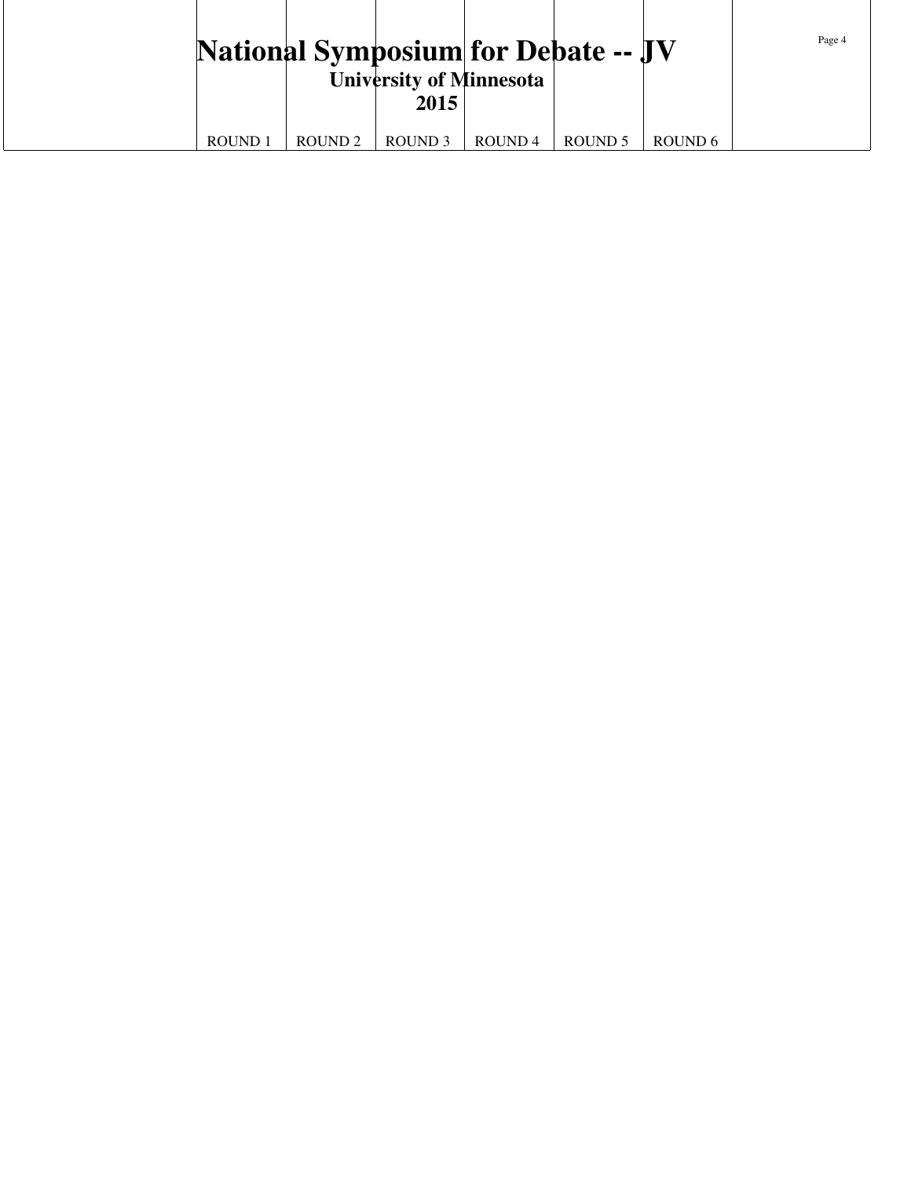# National Symposium for Debate -- JV

## University of Minnesota

## 2015

| | ROUND 1 | ROUND 2 | ROUND 3 | ROUND 4 | ROUND 5 | ROUND 6 | |
|---|---|---|---|---|---|---|---|